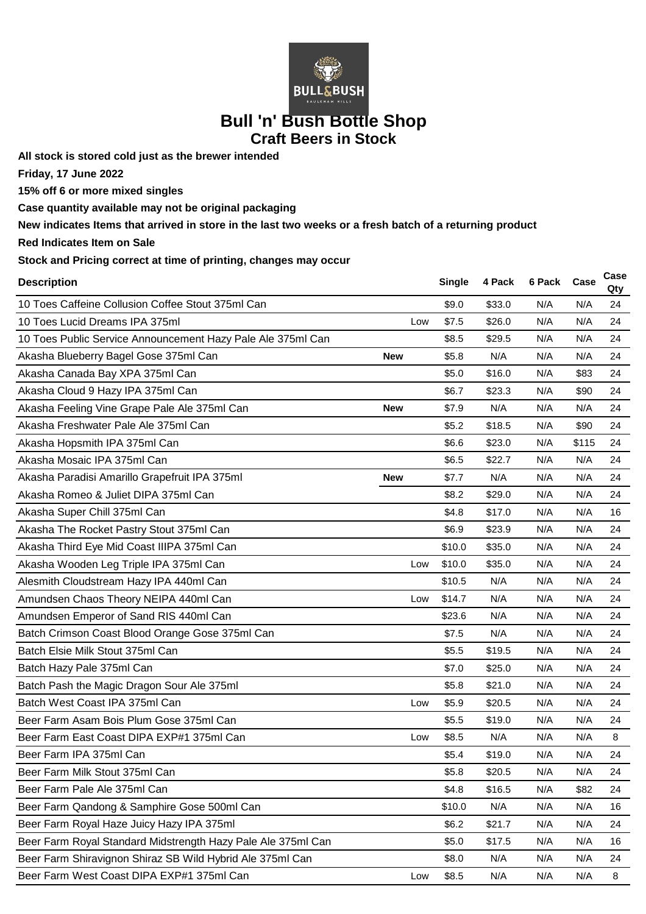# Bull 'n' Bush Bottle Shop
## Craft Beers in Stock

**All stock is stored cold just as the brewer intended**

**Friday, 17 June 2022**

**15% off 6 or more mixed singles**

**Case quantity available may not be original packaging**

**New indicates Items that arrived in store in the last two weeks or a fresh batch of a returning product**

**Red Indicates Item on Sale**

**Stock and Pricing correct at time of printing, changes may occur**

| Description | | | Single | 4 Pack | 6 Pack | Case | Case Qty |
|---|---|---|---|---|---|---|---|
| 10 Toes Caffeine Collusion Coffee Stout 375ml Can | | | $9.0 | $33.0 | N/A | N/A | 24 |
| 10 Toes Lucid Dreams IPA 375ml | | Low | $7.5 | $26.0 | N/A | N/A | 24 |
| 10 Toes Public Service Announcement Hazy Pale Ale 375ml Can | | | $8.5 | $29.5 | N/A | N/A | 24 |
| Akasha Blueberry Bagel Gose 375ml Can | **New** | | $5.8 | N/A | N/A | N/A | 24 |
| Akasha Canada Bay XPA 375ml Can | | | $5.0 | $16.0 | N/A | $83 | 24 |
| Akasha Cloud 9 Hazy IPA 375ml Can | | | $6.7 | $23.3 | N/A | $90 | 24 |
| Akasha Feeling Vine Grape Pale Ale 375ml Can | **New** | | $7.9 | N/A | N/A | N/A | 24 |
| Akasha Freshwater Pale Ale 375ml Can | | | $5.2 | $18.5 | N/A | $90 | 24 |
| Akasha Hopsmith IPA 375ml Can | | | $6.6 | $23.0 | N/A | $115 | 24 |
| Akasha Mosaic IPA 375ml Can | | | $6.5 | $22.7 | N/A | N/A | 24 |
| Akasha Paradisi Amarillo Grapefruit IPA 375ml | **New** | | $7.7 | N/A | N/A | N/A | 24 |
| Akasha Romeo & Juliet DIPA 375ml Can | | | $8.2 | $29.0 | N/A | N/A | 24 |
| Akasha Super Chill 375ml Can | | | $4.8 | $17.0 | N/A | N/A | 16 |
| Akasha The Rocket Pastry Stout 375ml Can | | | $6.9 | $23.9 | N/A | N/A | 24 |
| Akasha Third Eye Mid Coast IIIPA 375ml Can | | | $10.0 | $35.0 | N/A | N/A | 24 |
| Akasha Wooden Leg Triple IPA 375ml Can | | Low | $10.0 | $35.0 | N/A | N/A | 24 |
| Alesmith Cloudstream Hazy IPA 440ml Can | | | $10.5 | N/A | N/A | N/A | 24 |
| Amundsen Chaos Theory NEIPA 440ml Can | | Low | $14.7 | N/A | N/A | N/A | 24 |
| Amundsen Emperor of Sand RIS 440ml Can | | | $23.6 | N/A | N/A | N/A | 24 |
| Batch Crimson Coast Blood Orange Gose 375ml Can | | | $7.5 | N/A | N/A | N/A | 24 |
| Batch Elsie Milk Stout 375ml Can | | | $5.5 | $19.5 | N/A | N/A | 24 |
| Batch Hazy Pale 375ml Can | | | $7.0 | $25.0 | N/A | N/A | 24 |
| Batch Pash the Magic Dragon Sour Ale 375ml | | | $5.8 | $21.0 | N/A | N/A | 24 |
| Batch West Coast IPA 375ml Can | | Low | $5.9 | $20.5 | N/A | N/A | 24 |
| Beer Farm Asam Bois Plum Gose 375ml Can | | | $5.5 | $19.0 | N/A | N/A | 24 |
| Beer Farm East Coast DIPA EXP#1 375ml Can | | Low | $8.5 | N/A | N/A | N/A | 8 |
| Beer Farm IPA 375ml Can | | | $5.4 | $19.0 | N/A | N/A | 24 |
| Beer Farm Milk Stout 375ml Can | | | $5.8 | $20.5 | N/A | N/A | 24 |
| Beer Farm Pale Ale 375ml Can | | | $4.8 | $16.5 | N/A | $82 | 24 |
| Beer Farm Qandong & Samphire Gose 500ml Can | | | $10.0 | N/A | N/A | N/A | 16 |
| Beer Farm Royal Haze Juicy Hazy IPA 375ml | | | $6.2 | $21.7 | N/A | N/A | 24 |
| Beer Farm Royal Standard Midstrength Hazy Pale Ale 375ml Can | | | $5.0 | $17.5 | N/A | N/A | 16 |
| Beer Farm Shiravignon Shiraz SB Wild Hybrid Ale 375ml Can | | | $8.0 | N/A | N/A | N/A | 24 |
| Beer Farm West Coast DIPA EXP#1 375ml Can | | Low | $8.5 | N/A | N/A | N/A | 8 |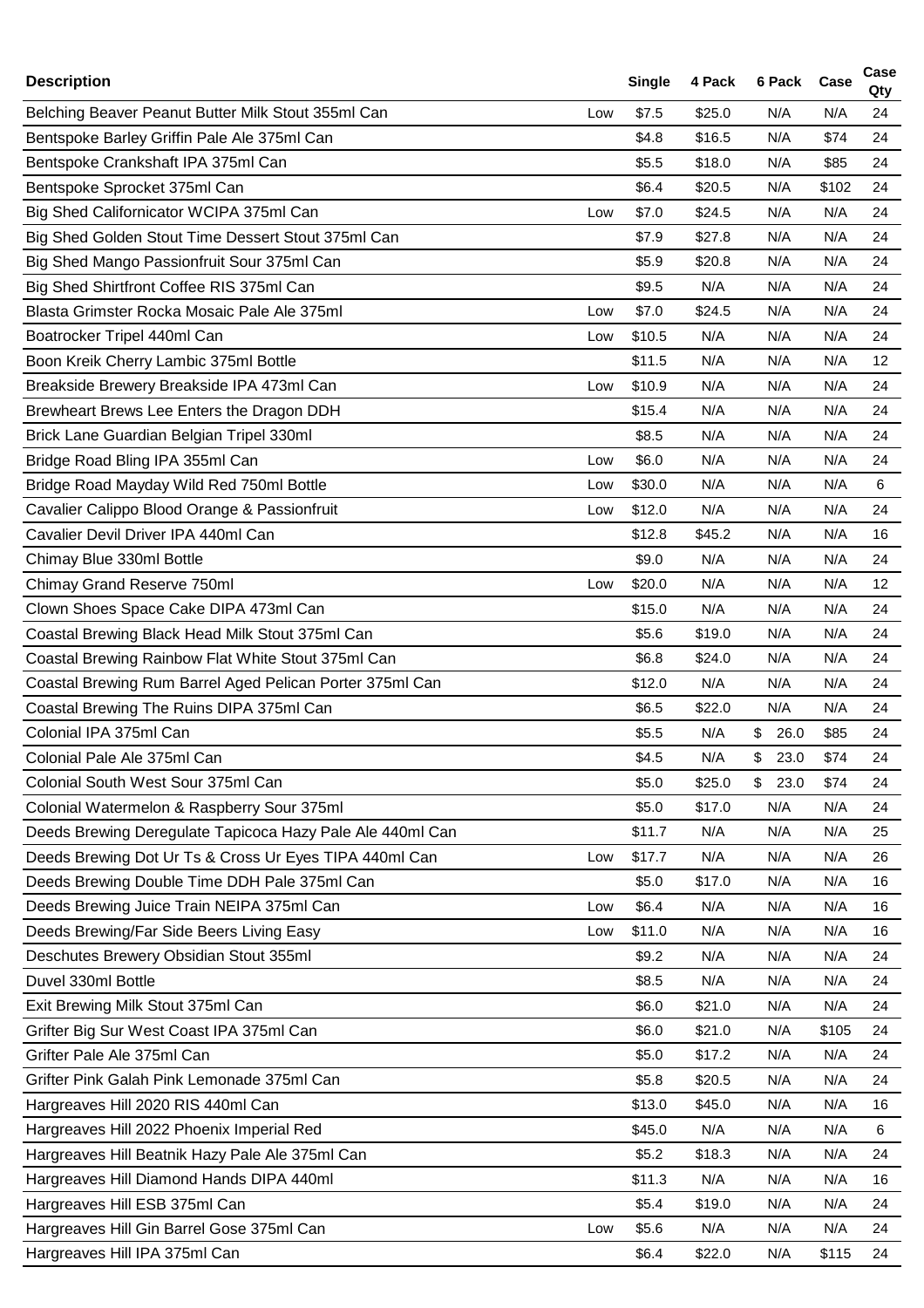| Description | | Single | 4 Pack | 6 Pack | Case | Case Qty |
|---|---|---|---|---|---|---|
| Belching Beaver Peanut Butter Milk Stout 355ml Can | Low | $7.5 | $25.0 | N/A | N/A | 24 |
| Bentspoke Barley Griffin Pale Ale 375ml Can | | $4.8 | $16.5 | N/A | $74 | 24 |
| Bentspoke Crankshaft IPA 375ml Can | | $5.5 | $18.0 | N/A | $85 | 24 |
| Bentspoke Sprocket 375ml Can | | $6.4 | $20.5 | N/A | $102 | 24 |
| Big Shed Californicator WCIPA 375ml Can | Low | $7.0 | $24.5 | N/A | N/A | 24 |
| Big Shed Golden Stout Time Dessert Stout 375ml Can | | $7.9 | $27.8 | N/A | N/A | 24 |
| Big Shed Mango Passionfruit Sour 375ml Can | | $5.9 | $20.8 | N/A | N/A | 24 |
| Big Shed Shirtfront Coffee RIS 375ml Can | | $9.5 | N/A | N/A | N/A | 24 |
| Blasta Grimster Rocka Mosaic Pale Ale 375ml | Low | $7.0 | $24.5 | N/A | N/A | 24 |
| Boatrocker Tripel 440ml Can | Low | $10.5 | N/A | N/A | N/A | 24 |
| Boon Kreik Cherry Lambic 375ml Bottle | | $11.5 | N/A | N/A | N/A | 12 |
| Breakside Brewery Breakside IPA 473ml Can | Low | $10.9 | N/A | N/A | N/A | 24 |
| Brewheart Brews Lee Enters the Dragon DDH | | $15.4 | N/A | N/A | N/A | 24 |
| Brick Lane Guardian Belgian Tripel 330ml | | $8.5 | N/A | N/A | N/A | 24 |
| Bridge Road Bling IPA 355ml Can | Low | $6.0 | N/A | N/A | N/A | 24 |
| Bridge Road Mayday Wild Red 750ml Bottle | Low | $30.0 | N/A | N/A | N/A | 6 |
| Cavalier Calippo Blood Orange & Passionfruit | Low | $12.0 | N/A | N/A | N/A | 24 |
| Cavalier Devil Driver IPA 440ml Can | | $12.8 | $45.2 | N/A | N/A | 16 |
| Chimay Blue 330ml Bottle | | $9.0 | N/A | N/A | N/A | 24 |
| Chimay Grand Reserve 750ml | Low | $20.0 | N/A | N/A | N/A | 12 |
| Clown Shoes Space Cake DIPA 473ml Can | | $15.0 | N/A | N/A | N/A | 24 |
| Coastal Brewing Black Head Milk Stout 375ml Can | | $5.6 | $19.0 | N/A | N/A | 24 |
| Coastal Brewing Rainbow Flat White Stout 375ml Can | | $6.8 | $24.0 | N/A | N/A | 24 |
| Coastal Brewing Rum Barrel Aged Pelican Porter 375ml Can | | $12.0 | N/A | N/A | N/A | 24 |
| Coastal Brewing The Ruins DIPA 375ml Can | | $6.5 | $22.0 | N/A | N/A | 24 |
| Colonial IPA 375ml Can | | $5.5 | N/A | $ 26.0 | $85 | 24 |
| Colonial Pale Ale 375ml Can | | $4.5 | N/A | $ 23.0 | $74 | 24 |
| Colonial South West Sour 375ml Can | | $5.0 | $25.0 | $ 23.0 | $74 | 24 |
| Colonial Watermelon & Raspberry Sour 375ml | | $5.0 | $17.0 | N/A | N/A | 24 |
| Deeds Brewing Deregulate Tapicoca Hazy Pale Ale 440ml Can | | $11.7 | N/A | N/A | N/A | 25 |
| Deeds Brewing Dot Ur Ts & Cross Ur Eyes TIPA 440ml Can | Low | $17.7 | N/A | N/A | N/A | 26 |
| Deeds Brewing Double Time DDH Pale 375ml Can | | $5.0 | $17.0 | N/A | N/A | 16 |
| Deeds Brewing Juice Train NEIPA 375ml Can | Low | $6.4 | N/A | N/A | N/A | 16 |
| Deeds Brewing/Far Side Beers Living Easy | Low | $11.0 | N/A | N/A | N/A | 16 |
| Deschutes Brewery Obsidian Stout 355ml | | $9.2 | N/A | N/A | N/A | 24 |
| Duvel 330ml Bottle | | $8.5 | N/A | N/A | N/A | 24 |
| Exit Brewing Milk Stout 375ml Can | | $6.0 | $21.0 | N/A | N/A | 24 |
| Grifter Big Sur West Coast IPA 375ml Can | | $6.0 | $21.0 | N/A | $105 | 24 |
| Grifter Pale Ale 375ml Can | | $5.0 | $17.2 | N/A | N/A | 24 |
| Grifter Pink Galah Pink Lemonade 375ml Can | | $5.8 | $20.5 | N/A | N/A | 24 |
| Hargreaves Hill 2020 RIS 440ml Can | | $13.0 | $45.0 | N/A | N/A | 16 |
| Hargreaves Hill 2022 Phoenix Imperial Red | | $45.0 | N/A | N/A | N/A | 6 |
| Hargreaves Hill Beatnik Hazy Pale Ale 375ml Can | | $5.2 | $18.3 | N/A | N/A | 24 |
| Hargreaves Hill Diamond Hands DIPA 440ml | | $11.3 | N/A | N/A | N/A | 16 |
| Hargreaves Hill ESB 375ml Can | | $5.4 | $19.0 | N/A | N/A | 24 |
| Hargreaves Hill Gin Barrel Gose 375ml Can | Low | $5.6 | N/A | N/A | N/A | 24 |
| Hargreaves Hill IPA 375ml Can | | $6.4 | $22.0 | N/A | $115 | 24 |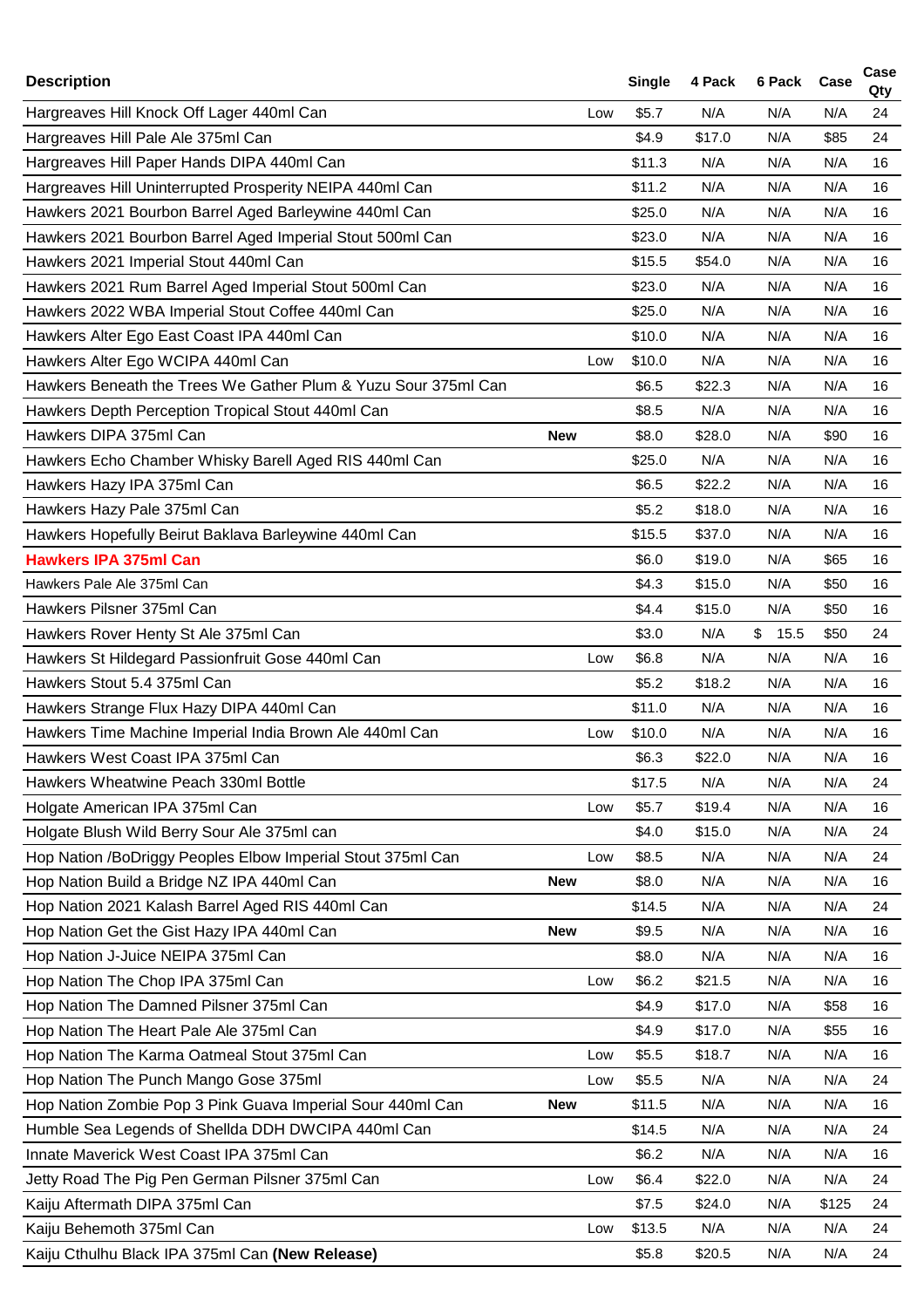| Description | | Single | 4 Pack | 6 Pack | Case | Case Qty |
|---|---|---|---|---|---|---|
| Hargreaves Hill Knock Off Lager 440ml Can | Low | $5.7 | N/A | N/A | N/A | 24 |
| Hargreaves Hill Pale Ale 375ml Can | | $4.9 | $17.0 | N/A | $85 | 24 |
| Hargreaves Hill Paper Hands DIPA 440ml Can | | $11.3 | N/A | N/A | N/A | 16 |
| Hargreaves Hill Uninterrupted Prosperity NEIPA 440ml Can | | $11.2 | N/A | N/A | N/A | 16 |
| Hawkers 2021 Bourbon Barrel Aged Barleywine 440ml Can | | $25.0 | N/A | N/A | N/A | 16 |
| Hawkers 2021 Bourbon Barrel Aged Imperial Stout 500ml Can | | $23.0 | N/A | N/A | N/A | 16 |
| Hawkers 2021 Imperial Stout 440ml Can | | $15.5 | $54.0 | N/A | N/A | 16 |
| Hawkers 2021 Rum Barrel Aged Imperial Stout 500ml Can | | $23.0 | N/A | N/A | N/A | 16 |
| Hawkers 2022 WBA Imperial Stout Coffee 440ml Can | | $25.0 | N/A | N/A | N/A | 16 |
| Hawkers Alter Ego East Coast IPA 440ml Can | | $10.0 | N/A | N/A | N/A | 16 |
| Hawkers Alter Ego WCIPA 440ml Can | Low | $10.0 | N/A | N/A | N/A | 16 |
| Hawkers Beneath the Trees We Gather Plum & Yuzu Sour 375ml Can | | $6.5 | $22.3 | N/A | N/A | 16 |
| Hawkers Depth Perception Tropical Stout 440ml Can | | $8.5 | N/A | N/A | N/A | 16 |
| Hawkers DIPA 375ml Can | **New** | $8.0 | $28.0 | N/A | $90 | 16 |
| Hawkers Echo Chamber Whisky Barell Aged RIS 440ml Can | | $25.0 | N/A | N/A | N/A | 16 |
| Hawkers Hazy IPA 375ml Can | | $6.5 | $22.2 | N/A | N/A | 16 |
| Hawkers Hazy Pale 375ml Can | | $5.2 | $18.0 | N/A | N/A | 16 |
| Hawkers Hopefully Beirut Baklava Barleywine 440ml Can | | $15.5 | $37.0 | N/A | N/A | 16 |
| **Hawkers IPA 375ml Can** | | $6.0 | $19.0 | N/A | $65 | 16 |
| Hawkers Pale Ale 375ml Can | | $4.3 | $15.0 | N/A | $50 | 16 |
| Hawkers Pilsner 375ml Can | | $4.4 | $15.0 | N/A | $50 | 16 |
| Hawkers Rover Henty St Ale 375ml Can | | $3.0 | N/A | $ 15.5 | $50 | 24 |
| Hawkers St Hildegard Passionfruit Gose 440ml Can | Low | $6.8 | N/A | N/A | N/A | 16 |
| Hawkers Stout 5.4 375ml Can | | $5.2 | $18.2 | N/A | N/A | 16 |
| Hawkers Strange Flux Hazy DIPA 440ml Can | | $11.0 | N/A | N/A | N/A | 16 |
| Hawkers Time Machine Imperial India Brown Ale 440ml Can | Low | $10.0 | N/A | N/A | N/A | 16 |
| Hawkers West Coast IPA 375ml Can | | $6.3 | $22.0 | N/A | N/A | 16 |
| Hawkers Wheatwine Peach 330ml Bottle | | $17.5 | N/A | N/A | N/A | 24 |
| Holgate American IPA 375ml Can | Low | $5.7 | $19.4 | N/A | N/A | 16 |
| Holgate Blush Wild Berry Sour Ale 375ml can | | $4.0 | $15.0 | N/A | N/A | 24 |
| Hop Nation /BoDriggy Peoples Elbow Imperial Stout 375ml Can | Low | $8.5 | N/A | N/A | N/A | 24 |
| Hop Nation Build a Bridge NZ IPA 440ml Can | **New** | $8.0 | N/A | N/A | N/A | 16 |
| Hop Nation 2021 Kalash Barrel Aged RIS 440ml Can | | $14.5 | N/A | N/A | N/A | 24 |
| Hop Nation Get the Gist Hazy IPA 440ml Can | **New** | $9.5 | N/A | N/A | N/A | 16 |
| Hop Nation J-Juice NEIPA 375ml Can | | $8.0 | N/A | N/A | N/A | 16 |
| Hop Nation The Chop IPA 375ml Can | Low | $6.2 | $21.5 | N/A | N/A | 16 |
| Hop Nation The Damned Pilsner 375ml Can | | $4.9 | $17.0 | N/A | $58 | 16 |
| Hop Nation The Heart Pale Ale 375ml Can | | $4.9 | $17.0 | N/A | $55 | 16 |
| Hop Nation The Karma Oatmeal Stout 375ml Can | Low | $5.5 | $18.7 | N/A | N/A | 16 |
| Hop Nation The Punch Mango Gose 375ml | Low | $5.5 | N/A | N/A | N/A | 24 |
| Hop Nation Zombie Pop 3 Pink Guava Imperial Sour 440ml Can | **New** | $11.5 | N/A | N/A | N/A | 16 |
| Humble Sea Legends of Shellda DDH DWCIPA 440ml Can | | $14.5 | N/A | N/A | N/A | 24 |
| Innate Maverick West Coast IPA 375ml Can | | $6.2 | N/A | N/A | N/A | 16 |
| Jetty Road The Pig Pen German Pilsner 375ml Can | Low | $6.4 | $22.0 | N/A | N/A | 24 |
| Kaiju Aftermath DIPA 375ml Can | | $7.5 | $24.0 | N/A | $125 | 24 |
| Kaiju Behemoth 375ml Can | Low | $13.5 | N/A | N/A | N/A | 24 |
| Kaiju Cthulhu Black IPA 375ml Can **(New Release)** | | $5.8 | $20.5 | N/A | N/A | 24 |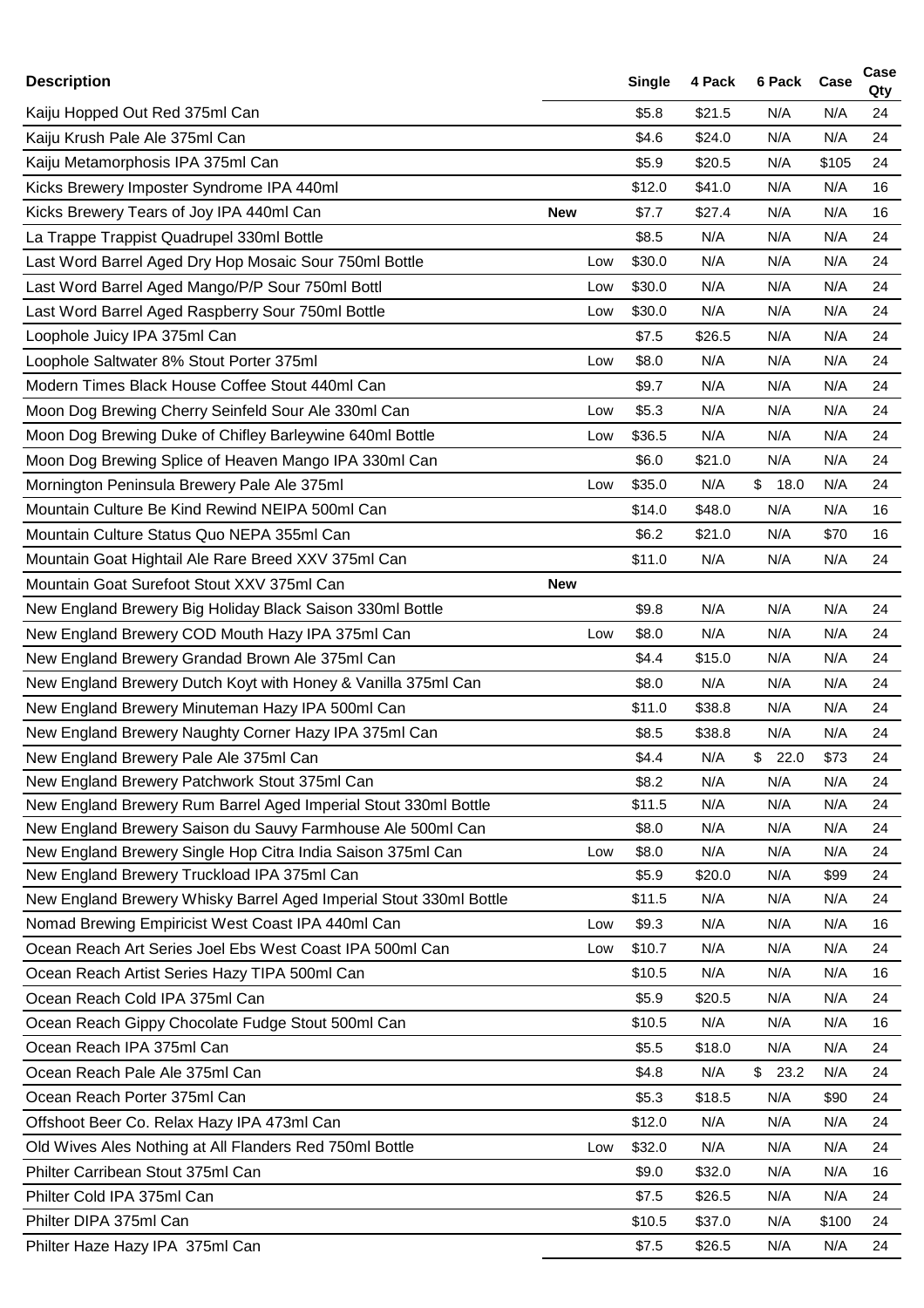| Description | | Single | 4 Pack | 6 Pack | Case | Case Qty |
|---|---|---|---|---|---|---|
| Kaiju Hopped Out Red 375ml Can | | $5.8 | $21.5 | N/A | N/A | 24 |
| Kaiju Krush Pale Ale 375ml Can | | $4.6 | $24.0 | N/A | N/A | 24 |
| Kaiju Metamorphosis IPA 375ml Can | | $5.9 | $20.5 | N/A | $105 | 24 |
| Kicks Brewery Imposter Syndrome IPA 440ml | | $12.0 | $41.0 | N/A | N/A | 16 |
| Kicks Brewery Tears of Joy IPA 440ml Can | **New** | $7.7 | $27.4 | N/A | N/A | 16 |
| La Trappe Trappist Quadrupel 330ml Bottle | | $8.5 | N/A | N/A | N/A | 24 |
| Last Word Barrel Aged Dry Hop Mosaic Sour 750ml Bottle | Low | $30.0 | N/A | N/A | N/A | 24 |
| Last Word Barrel Aged Mango/P/P Sour 750ml Bottl | Low | $30.0 | N/A | N/A | N/A | 24 |
| Last Word Barrel Aged Raspberry Sour 750ml Bottle | Low | $30.0 | N/A | N/A | N/A | 24 |
| Loophole Juicy IPA 375ml Can | | $7.5 | $26.5 | N/A | N/A | 24 |
| Loophole Saltwater 8% Stout Porter 375ml | Low | $8.0 | N/A | N/A | N/A | 24 |
| Modern Times Black House Coffee Stout 440ml Can | | $9.7 | N/A | N/A | N/A | 24 |
| Moon Dog Brewing Cherry Seinfeld Sour Ale 330ml Can | Low | $5.3 | N/A | N/A | N/A | 24 |
| Moon Dog Brewing Duke of Chifley Barleywine 640ml Bottle | Low | $36.5 | N/A | N/A | N/A | 24 |
| Moon Dog Brewing Splice of Heaven Mango IPA 330ml Can | | $6.0 | $21.0 | N/A | N/A | 24 |
| Mornington Peninsula Brewery Pale Ale 375ml | Low | $35.0 | N/A | $ 18.0 | N/A | 24 |
| Mountain Culture Be Kind Rewind NEIPA 500ml Can | | $14.0 | $48.0 | N/A | N/A | 16 |
| Mountain Culture Status Quo NEPA 355ml Can | | $6.2 | $21.0 | N/A | $70 | 16 |
| Mountain Goat Hightail Ale Rare Breed XXV 375ml Can | | $11.0 | N/A | N/A | N/A | 24 |
| Mountain Goat Surefoot Stout XXV 375ml Can | **New** | | | | | |
| New England Brewery Big Holiday Black Saison 330ml Bottle | | $9.8 | N/A | N/A | N/A | 24 |
| New England Brewery COD Mouth Hazy IPA 375ml Can | Low | $8.0 | N/A | N/A | N/A | 24 |
| New England Brewery Grandad Brown Ale 375ml Can | | $4.4 | $15.0 | N/A | N/A | 24 |
| New England Brewery Dutch Koyt with Honey & Vanilla 375ml Can | | $8.0 | N/A | N/A | N/A | 24 |
| New England Brewery Minuteman Hazy IPA 500ml Can | | $11.0 | $38.8 | N/A | N/A | 24 |
| New England Brewery Naughty Corner Hazy IPA 375ml Can | | $8.5 | $38.8 | N/A | N/A | 24 |
| New England Brewery Pale Ale 375ml Can | | $4.4 | N/A | $ 22.0 | $73 | 24 |
| New England Brewery Patchwork Stout 375ml Can | | $8.2 | N/A | N/A | N/A | 24 |
| New England Brewery Rum Barrel Aged Imperial Stout 330ml Bottle | | $11.5 | N/A | N/A | N/A | 24 |
| New England Brewery Saison du Sauvy Farmhouse Ale 500ml Can | | $8.0 | N/A | N/A | N/A | 24 |
| New England Brewery Single Hop Citra India Saison 375ml Can | Low | $8.0 | N/A | N/A | N/A | 24 |
| New England Brewery Truckload IPA 375ml Can | | $5.9 | $20.0 | N/A | $99 | 24 |
| New England Brewery Whisky Barrel Aged Imperial Stout 330ml Bottle | | $11.5 | N/A | N/A | N/A | 24 |
| Nomad Brewing Empiricist West Coast IPA 440ml Can | Low | $9.3 | N/A | N/A | N/A | 16 |
| Ocean Reach Art Series Joel Ebs West Coast IPA 500ml Can | Low | $10.7 | N/A | N/A | N/A | 24 |
| Ocean Reach Artist Series Hazy TIPA 500ml Can | | $10.5 | N/A | N/A | N/A | 16 |
| Ocean Reach Cold IPA 375ml Can | | $5.9 | $20.5 | N/A | N/A | 24 |
| Ocean Reach Gippy Chocolate Fudge Stout 500ml Can | | $10.5 | N/A | N/A | N/A | 16 |
| Ocean Reach IPA 375ml Can | | $5.5 | $18.0 | N/A | N/A | 24 |
| Ocean Reach Pale Ale 375ml Can | | $4.8 | N/A | $ 23.2 | N/A | 24 |
| Ocean Reach Porter 375ml Can | | $5.3 | $18.5 | N/A | $90 | 24 |
| Offshoot Beer Co. Relax Hazy IPA 473ml Can | | $12.0 | N/A | N/A | N/A | 24 |
| Old Wives Ales Nothing at All Flanders Red 750ml Bottle | Low | $32.0 | N/A | N/A | N/A | 24 |
| Philter Carribean Stout 375ml Can | | $9.0 | $32.0 | N/A | N/A | 16 |
| Philter Cold IPA 375ml Can | | $7.5 | $26.5 | N/A | N/A | 24 |
| Philter DIPA 375ml Can | | $10.5 | $37.0 | N/A | $100 | 24 |
| Philter Haze Hazy IPA 375ml Can | | $7.5 | $26.5 | N/A | N/A | 24 |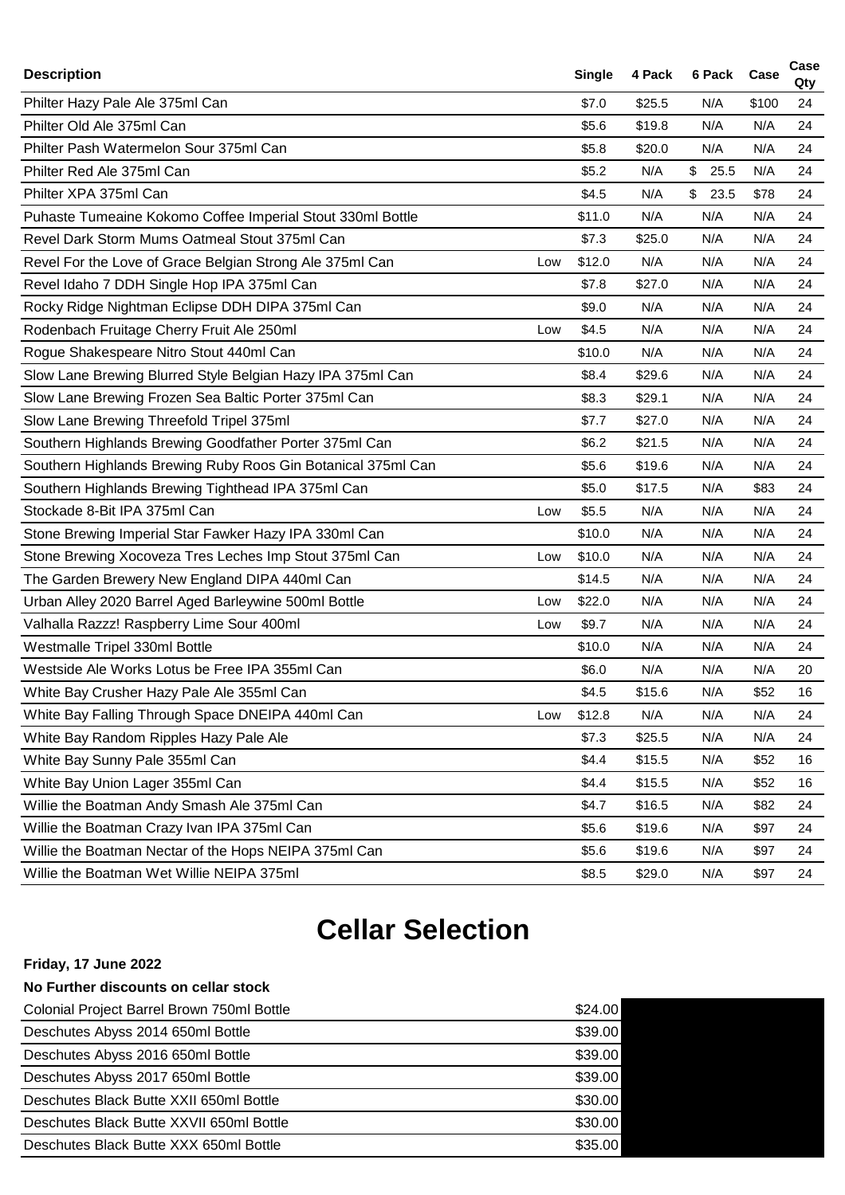| Description | | Single | 4 Pack | 6 Pack | Case | Case Qty |
|---|---|---|---|---|---|---|
| Philter Hazy Pale Ale 375ml Can | | $7.0 | $25.5 | N/A | $100 | 24 |
| Philter Old Ale 375ml Can | | $5.6 | $19.8 | N/A | N/A | 24 |
| Philter Pash Watermelon Sour 375ml Can | | $5.8 | $20.0 | N/A | N/A | 24 |
| Philter Red Ale 375ml Can | | $5.2 | N/A | $ 25.5 | N/A | 24 |
| Philter XPA 375ml Can | | $4.5 | N/A | $ 23.5 | $78 | 24 |
| Puhaste Tumeaine Kokomo Coffee Imperial Stout 330ml Bottle | | $11.0 | N/A | N/A | N/A | 24 |
| Revel Dark Storm Mums Oatmeal Stout 375ml Can | | $7.3 | $25.0 | N/A | N/A | 24 |
| Revel For the Love of Grace Belgian Strong Ale 375ml Can | Low | $12.0 | N/A | N/A | N/A | 24 |
| Revel Idaho 7 DDH Single Hop IPA 375ml Can | | $7.8 | $27.0 | N/A | N/A | 24 |
| Rocky Ridge Nightman Eclipse DDH DIPA 375ml Can | | $9.0 | N/A | N/A | N/A | 24 |
| Rodenbach Fruitage Cherry Fruit Ale 250ml | Low | $4.5 | N/A | N/A | N/A | 24 |
| Rogue Shakespeare Nitro Stout 440ml Can | | $10.0 | N/A | N/A | N/A | 24 |
| Slow Lane Brewing Blurred Style Belgian Hazy IPA 375ml Can | | $8.4 | $29.6 | N/A | N/A | 24 |
| Slow Lane Brewing Frozen Sea Baltic Porter 375ml Can | | $8.3 | $29.1 | N/A | N/A | 24 |
| Slow Lane Brewing Threefold Tripel 375ml | | $7.7 | $27.0 | N/A | N/A | 24 |
| Southern Highlands Brewing Goodfather Porter 375ml Can | | $6.2 | $21.5 | N/A | N/A | 24 |
| Southern Highlands Brewing Ruby Roos Gin Botanical 375ml Can | | $5.6 | $19.6 | N/A | N/A | 24 |
| Southern Highlands Brewing Tighthead IPA 375ml Can | | $5.0 | $17.5 | N/A | $83 | 24 |
| Stockade 8-Bit IPA 375ml Can | Low | $5.5 | N/A | N/A | N/A | 24 |
| Stone Brewing Imperial Star Fawker Hazy IPA 330ml Can | | $10.0 | N/A | N/A | N/A | 24 |
| Stone Brewing Xocoveza Tres Leches Imp Stout 375ml Can | Low | $10.0 | N/A | N/A | N/A | 24 |
| The Garden Brewery New England DIPA 440ml Can | | $14.5 | N/A | N/A | N/A | 24 |
| Urban Alley 2020 Barrel Aged Barleywine 500ml Bottle | Low | $22.0 | N/A | N/A | N/A | 24 |
| Valhalla Razzz! Raspberry Lime Sour 400ml | Low | $9.7 | N/A | N/A | N/A | 24 |
| Westmalle Tripel 330ml Bottle | | $10.0 | N/A | N/A | N/A | 24 |
| Westside Ale Works Lotus be Free IPA 355ml Can | | $6.0 | N/A | N/A | N/A | 20 |
| White Bay Crusher Hazy Pale Ale 355ml Can | | $4.5 | $15.6 | N/A | $52 | 16 |
| White Bay Falling Through Space DNEIPA 440ml Can | Low | $12.8 | N/A | N/A | N/A | 24 |
| White Bay Random Ripples Hazy Pale Ale | | $7.3 | $25.5 | N/A | N/A | 24 |
| White Bay Sunny Pale 355ml Can | | $4.4 | $15.5 | N/A | $52 | 16 |
| White Bay Union Lager 355ml Can | | $4.4 | $15.5 | N/A | $52 | 16 |
| Willie the Boatman Andy Smash Ale 375ml Can | | $4.7 | $16.5 | N/A | $82 | 24 |
| Willie the Boatman Crazy Ivan IPA 375ml Can | | $5.6 | $19.6 | N/A | $97 | 24 |
| Willie the Boatman Nectar of the Hops NEIPA 375ml Can | | $5.6 | $19.6 | N/A | $97 | 24 |
| Willie the Boatman Wet Willie NEIPA 375ml | | $8.5 | $29.0 | N/A | $97 | 24 |

# Cellar Selection

**Friday, 17 June 2022**

**No Further discounts on cellar stock**

| Description | Price |
|---|---|
| Colonial Project Barrel Brown 750ml Bottle | $24.00 |
| Deschutes Abyss 2014 650ml Bottle | $39.00 |
| Deschutes Abyss 2016 650ml Bottle | $39.00 |
| Deschutes Abyss 2017 650ml Bottle | $39.00 |
| Deschutes Black Butte XXII 650ml Bottle | $30.00 |
| Deschutes Black Butte XXVII 650ml Bottle | $30.00 |
| Deschutes Black Butte XXX 650ml Bottle | $35.00 |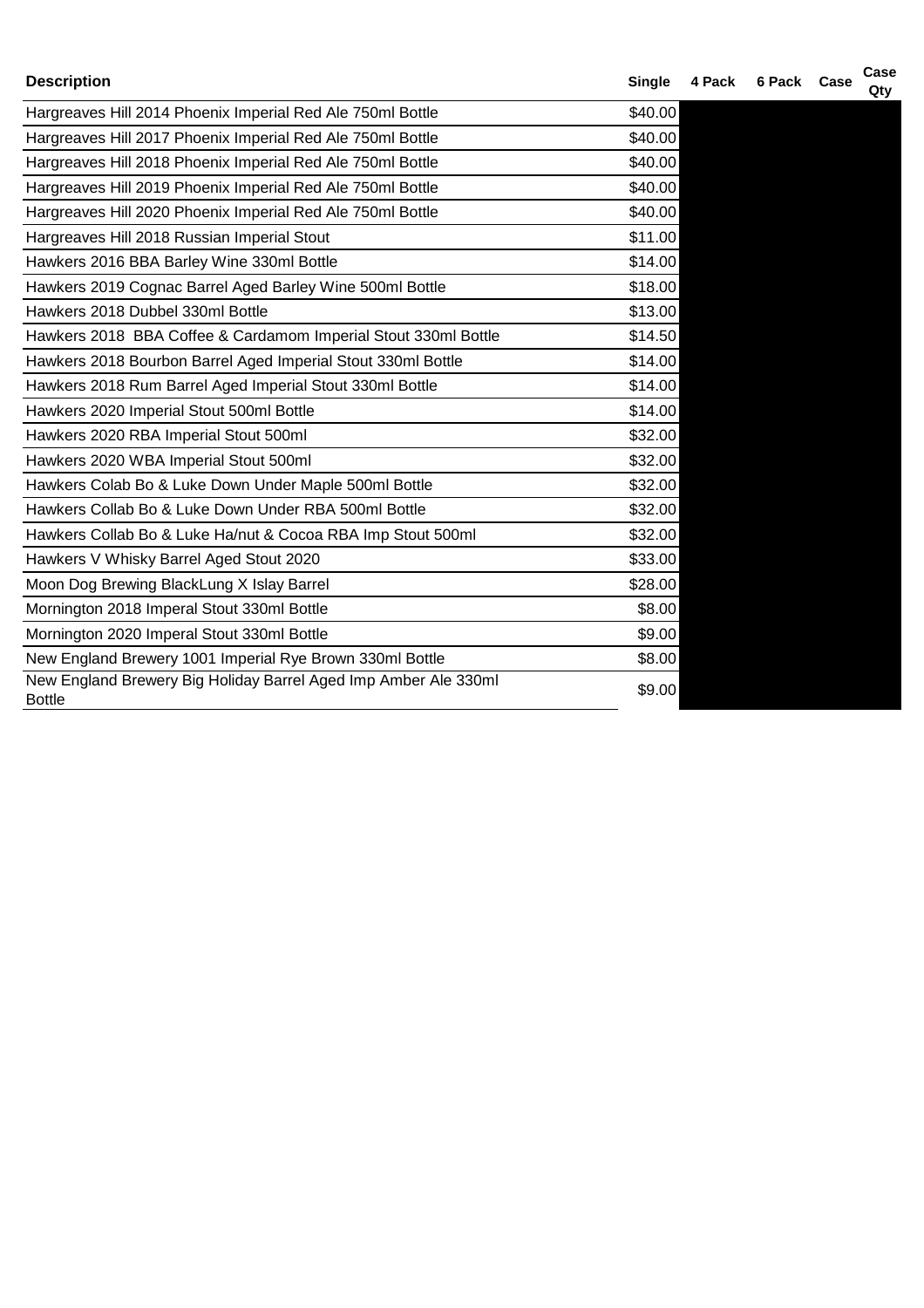| Description | Single | 4 Pack | 6 Pack | Case | Case Qty |
|---|---|---|---|---|---|
| Hargreaves Hill 2014 Phoenix Imperial Red Ale 750ml Bottle | $40.00 | | | | |
| Hargreaves Hill 2017 Phoenix Imperial Red Ale 750ml Bottle | $40.00 | | | | |
| Hargreaves Hill 2018 Phoenix Imperial Red Ale 750ml Bottle | $40.00 | | | | |
| Hargreaves Hill 2019 Phoenix Imperial Red Ale 750ml Bottle | $40.00 | | | | |
| Hargreaves Hill 2020 Phoenix Imperial Red Ale 750ml Bottle | $40.00 | | | | |
| Hargreaves Hill 2018 Russian Imperial Stout | $11.00 | | | | |
| Hawkers 2016 BBA Barley Wine 330ml Bottle | $14.00 | | | | |
| Hawkers 2019 Cognac Barrel Aged Barley Wine 500ml Bottle | $18.00 | | | | |
| Hawkers 2018 Dubbel 330ml Bottle | $13.00 | | | | |
| Hawkers 2018 BBA Coffee & Cardamom Imperial Stout 330ml Bottle | $14.50 | | | | |
| Hawkers 2018 Bourbon Barrel Aged Imperial Stout 330ml Bottle | $14.00 | | | | |
| Hawkers 2018 Rum Barrel Aged Imperial Stout 330ml Bottle | $14.00 | | | | |
| Hawkers 2020 Imperial Stout 500ml Bottle | $14.00 | | | | |
| Hawkers 2020 RBA Imperial Stout 500ml | $32.00 | | | | |
| Hawkers 2020 WBA Imperial Stout 500ml | $32.00 | | | | |
| Hawkers Colab Bo & Luke Down Under Maple 500ml Bottle | $32.00 | | | | |
| Hawkers Collab Bo & Luke Down Under RBA 500ml Bottle | $32.00 | | | | |
| Hawkers Collab Bo & Luke Ha/nut & Cocoa RBA Imp Stout 500ml | $32.00 | | | | |
| Hawkers V Whisky Barrel Aged Stout 2020 | $33.00 | | | | |
| Moon Dog Brewing BlackLung X Islay Barrel | $28.00 | | | | |
| Mornington 2018 Imperal Stout 330ml Bottle | $8.00 | | | | |
| Mornington 2020 Imperal Stout 330ml Bottle | $9.00 | | | | |
| New England Brewery 1001 Imperial Rye Brown 330ml Bottle | $8.00 | | | | |
| New England Brewery Big Holiday Barrel Aged Imp Amber Ale 330ml Bottle | $9.00 | | | | |